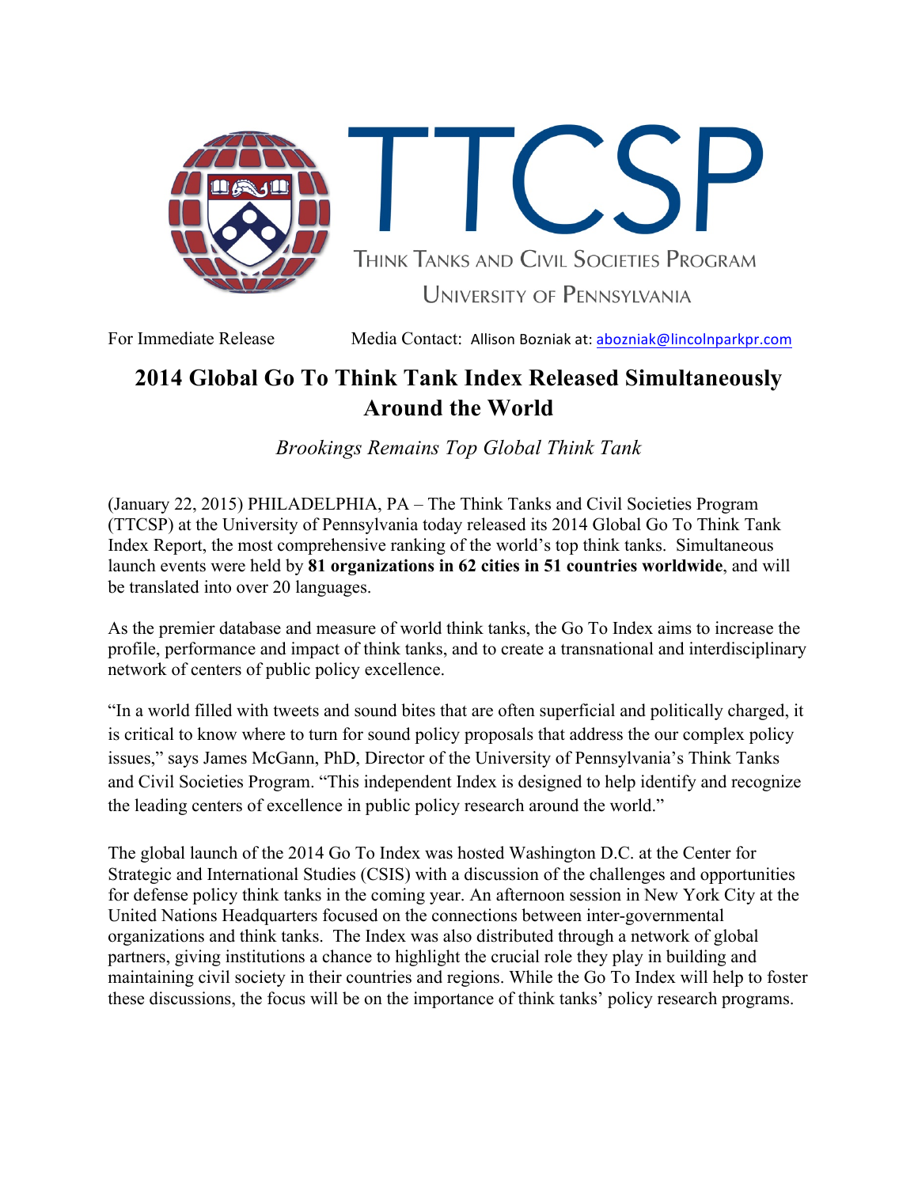TTCSP

THINK TANKS AND CIVIL SOCIETIES PROGRAM

UNIVERSITY OF PENNSYLVANIA

For Immediate Release    Media Contact: Allison Bozniak at: abozniak@lincolnparkpr.com

# 2014 Global Go To Think Tank Index Released Simultaneously Around the World

*Brookings Remains Top Global Think Tank*

(January 22, 2015) PHILADELPHIA, PA – The Think Tanks and Civil Societies Program (TTCSP) at the University of Pennsylvania today released its 2014 Global Go To Think Tank Index Report, the most comprehensive ranking of the world's top think tanks. Simultaneous launch events were held by **81 organizations in 62 cities in 51 countries worldwide**, and will be translated into over 20 languages.

As the premier database and measure of world think tanks, the Go To Index aims to increase the profile, performance and impact of think tanks, and to create a transnational and interdisciplinary network of centers of public policy excellence.

"In a world filled with tweets and sound bites that are often superficial and politically charged, it is critical to know where to turn for sound policy proposals that address the our complex policy issues," says James McGann, PhD, Director of the University of Pennsylvania's Think Tanks and Civil Societies Program. "This independent Index is designed to help identify and recognize the leading centers of excellence in public policy research around the world."

The global launch of the 2014 Go To Index was hosted Washington D.C. at the Center for Strategic and International Studies (CSIS) with a discussion of the challenges and opportunities for defense policy think tanks in the coming year. An afternoon session in New York City at the United Nations Headquarters focused on the connections between inter-governmental organizations and think tanks. The Index was also distributed through a network of global partners, giving institutions a chance to highlight the crucial role they play in building and maintaining civil society in their countries and regions. While the Go To Index will help to foster these discussions, the focus will be on the importance of think tanks' policy research programs.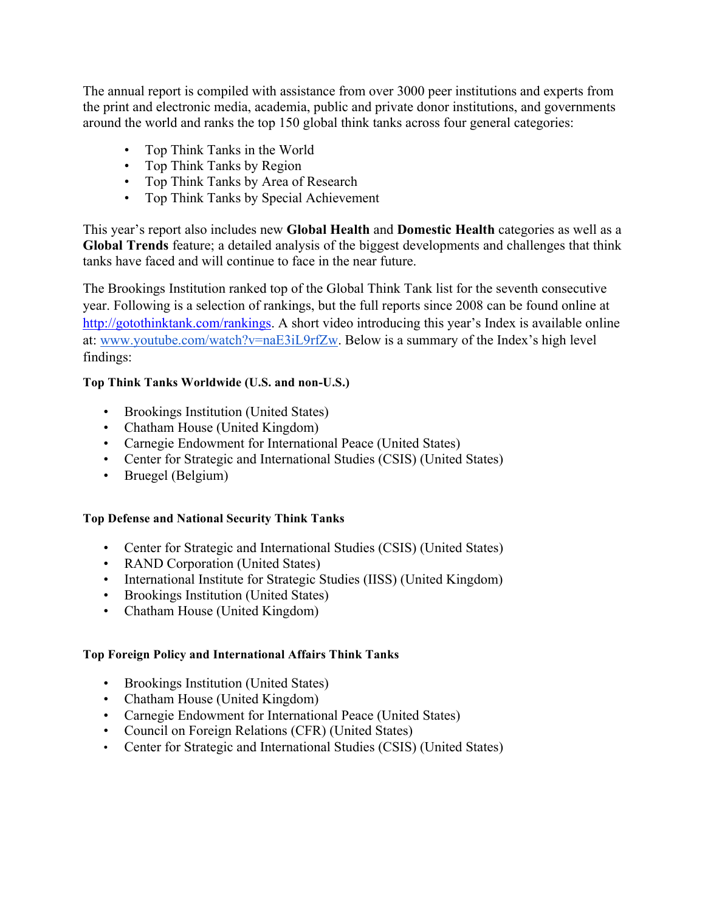The annual report is compiled with assistance from over 3000 peer institutions and experts from the print and electronic media, academia, public and private donor institutions, and governments around the world and ranks the top 150 global think tanks across four general categories:

- Top Think Tanks in the World
- Top Think Tanks by Region
- Top Think Tanks by Area of Research
- Top Think Tanks by Special Achievement

This year's report also includes new **Global Health** and **Domestic Health** categories as well as a **Global Trends** feature; a detailed analysis of the biggest developments and challenges that think tanks have faced and will continue to face in the near future.

The Brookings Institution ranked top of the Global Think Tank list for the seventh consecutive year. Following is a selection of rankings, but the full reports since 2008 can be found online at [http://gotothinktank.com/rankings](http://gotothinktank.com/rankings). A short video introducing this year's Index is available online at: [www.youtube.com/watch?v=naE3iL9rfZw](www.youtube.com/watch?v=naE3iL9rfZw). Below is a summary of the Index's high level findings:

#### Top Think Tanks Worldwide (U.S. and non-U.S.)

- Brookings Institution (United States)
- Chatham House (United Kingdom)
- Carnegie Endowment for International Peace (United States)
- Center for Strategic and International Studies (CSIS) (United States)
- Bruegel (Belgium)

#### Top Defense and National Security Think Tanks

- Center for Strategic and International Studies (CSIS) (United States)
- RAND Corporation (United States)
- International Institute for Strategic Studies (IISS) (United Kingdom)
- Brookings Institution (United States)
- Chatham House (United Kingdom)

#### Top Foreign Policy and International Affairs Think Tanks

- Brookings Institution (United States)
- Chatham House (United Kingdom)
- Carnegie Endowment for International Peace (United States)
- Council on Foreign Relations (CFR) (United States)
- Center for Strategic and International Studies (CSIS) (United States)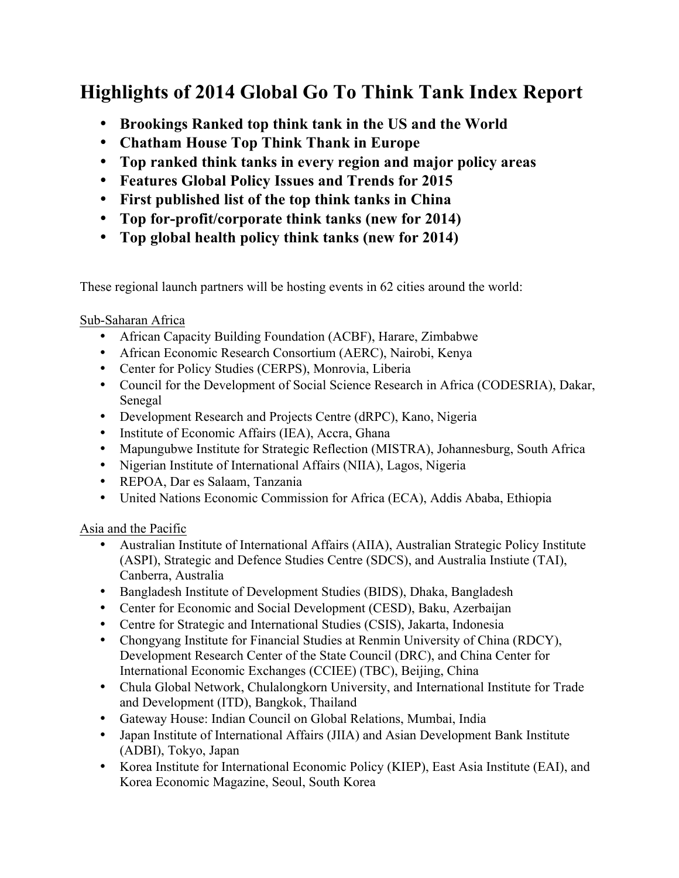# Highlights of 2014 Global Go To Think Tank Index Report

- **Brookings Ranked top think tank in the US and the World**
- **Chatham House Top Think Thank in Europe**
- **Top ranked think tanks in every region and major policy areas**
- **Features Global Policy Issues and Trends for 2015**
- **First published list of the top think tanks in China**
- **Top for-profit/corporate think tanks (new for 2014)**
- **Top global health policy think tanks (new for 2014)**

These regional launch partners will be hosting events in 62 cities around the world:

Sub-Saharan Africa

- African Capacity Building Foundation (ACBF), Harare, Zimbabwe
- African Economic Research Consortium (AERC), Nairobi, Kenya
- Center for Policy Studies (CERPS), Monrovia, Liberia
- Council for the Development of Social Science Research in Africa (CODESRIA), Dakar, Senegal
- Development Research and Projects Centre (dRPC), Kano, Nigeria
- Institute of Economic Affairs (IEA), Accra, Ghana
- Mapungubwe Institute for Strategic Reflection (MISTRA), Johannesburg, South Africa
- Nigerian Institute of International Affairs (NIIA), Lagos, Nigeria
- REPOA, Dar es Salaam, Tanzania
- United Nations Economic Commission for Africa (ECA), Addis Ababa, Ethiopia

Asia and the Pacific

- Australian Institute of International Affairs (AIIA), Australian Strategic Policy Institute (ASPI), Strategic and Defence Studies Centre (SDCS), and Australia Instiute (TAI), Canberra, Australia
- Bangladesh Institute of Development Studies (BIDS), Dhaka, Bangladesh
- Center for Economic and Social Development (CESD), Baku, Azerbaijan
- Centre for Strategic and International Studies (CSIS), Jakarta, Indonesia
- Chongyang Institute for Financial Studies at Renmin University of China (RDCY), Development Research Center of the State Council (DRC), and China Center for International Economic Exchanges (CCIEE) (TBC), Beijing, China
- Chula Global Network, Chulalongkorn University, and International Institute for Trade and Development (ITD), Bangkok, Thailand
- Gateway House: Indian Council on Global Relations, Mumbai, India
- Japan Institute of International Affairs (JIIA) and Asian Development Bank Institute (ADBI), Tokyo, Japan
- Korea Institute for International Economic Policy (KIEP), East Asia Institute (EAI), and Korea Economic Magazine, Seoul, South Korea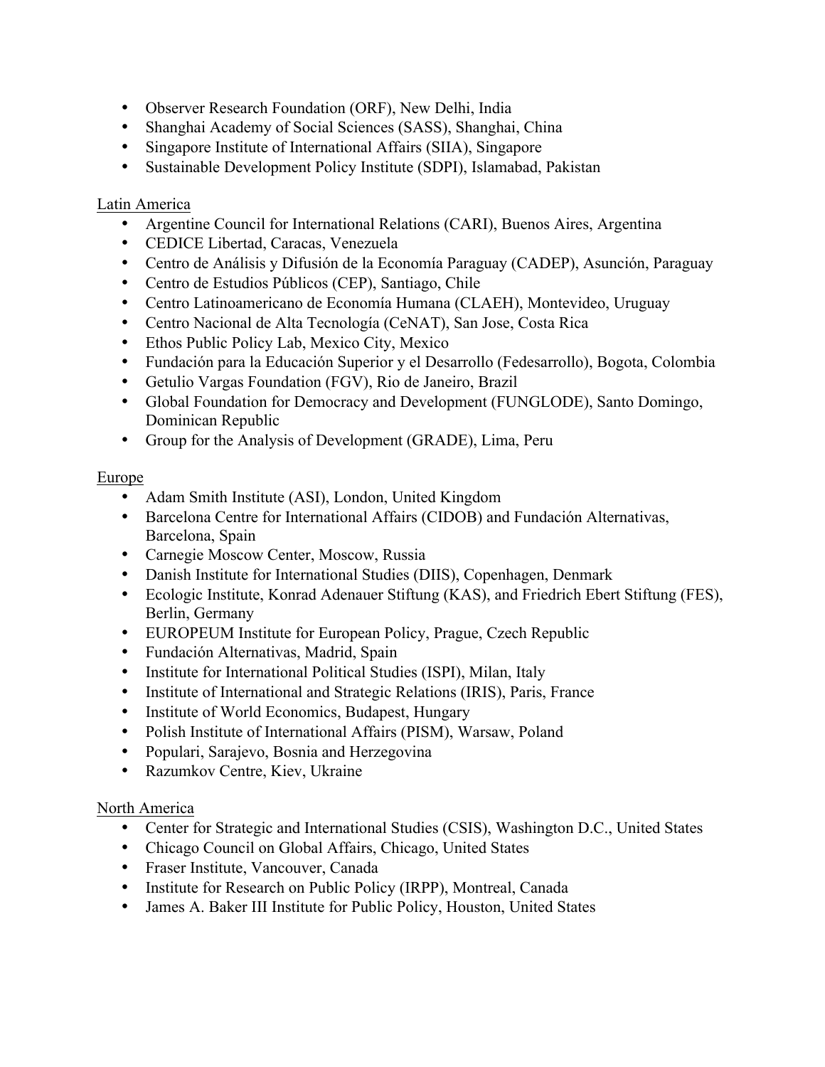- Observer Research Foundation (ORF), New Delhi, India
- Shanghai Academy of Social Sciences (SASS), Shanghai, China
- Singapore Institute of International Affairs (SIIA), Singapore
- Sustainable Development Policy Institute (SDPI), Islamabad, Pakistan

Latin America

- Argentine Council for International Relations (CARI), Buenos Aires, Argentina
- CEDICE Libertad, Caracas, Venezuela
- Centro de Análisis y Difusión de la Economía Paraguay (CADEP), Asunción, Paraguay
- Centro de Estudios Públicos (CEP), Santiago, Chile
- Centro Latinoamericano de Economía Humana (CLAEH), Montevideo, Uruguay
- Centro Nacional de Alta Tecnología (CeNAT), San Jose, Costa Rica
- Ethos Public Policy Lab, Mexico City, Mexico
- Fundación para la Educación Superior y el Desarrollo (Fedesarrollo), Bogota, Colombia
- Getulio Vargas Foundation (FGV), Rio de Janeiro, Brazil
- Global Foundation for Democracy and Development (FUNGLODE), Santo Domingo, Dominican Republic
- Group for the Analysis of Development (GRADE), Lima, Peru

Europe

- Adam Smith Institute (ASI), London, United Kingdom
- Barcelona Centre for International Affairs (CIDOB) and Fundación Alternativas, Barcelona, Spain
- Carnegie Moscow Center, Moscow, Russia
- Danish Institute for International Studies (DIIS), Copenhagen, Denmark
- Ecologic Institute, Konrad Adenauer Stiftung (KAS), and Friedrich Ebert Stiftung (FES), Berlin, Germany
- EUROPEUM Institute for European Policy, Prague, Czech Republic
- Fundación Alternativas, Madrid, Spain
- Institute for International Political Studies (ISPI), Milan, Italy
- Institute of International and Strategic Relations (IRIS), Paris, France
- Institute of World Economics, Budapest, Hungary
- Polish Institute of International Affairs (PISM), Warsaw, Poland
- Populari, Sarajevo, Bosnia and Herzegovina
- Razumkov Centre, Kiev, Ukraine

North America

- Center for Strategic and International Studies (CSIS), Washington D.C., United States
- Chicago Council on Global Affairs, Chicago, United States
- Fraser Institute, Vancouver, Canada
- Institute for Research on Public Policy (IRPP), Montreal, Canada
- James A. Baker III Institute for Public Policy, Houston, United States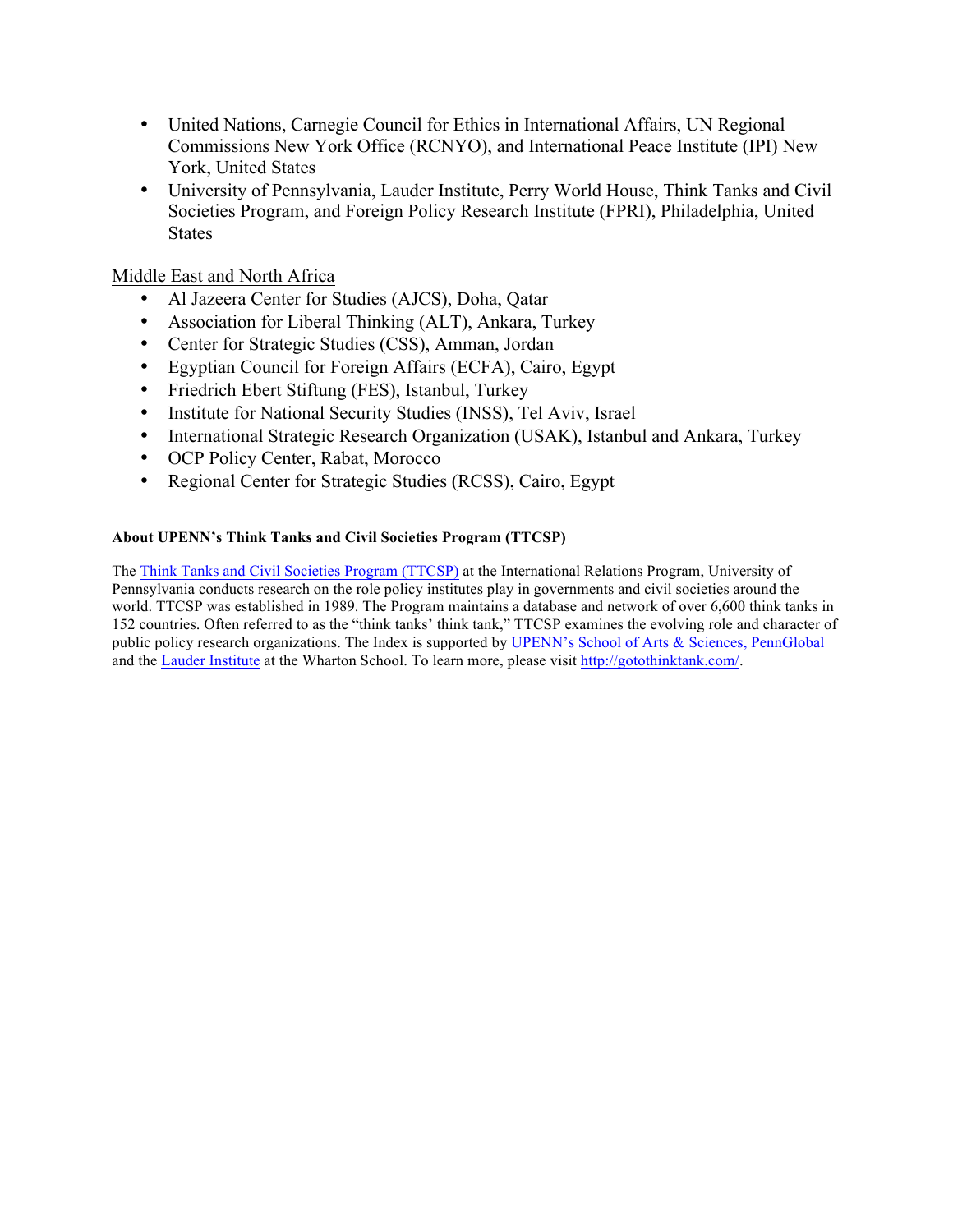- United Nations, Carnegie Council for Ethics in International Affairs, UN Regional Commissions New York Office (RCNYO), and International Peace Institute (IPI) New York, United States
- University of Pennsylvania, Lauder Institute, Perry World House, Think Tanks and Civil Societies Program, and Foreign Policy Research Institute (FPRI), Philadelphia, United States

Middle East and North Africa

- Al Jazeera Center for Studies (AJCS), Doha, Qatar
- Association for Liberal Thinking (ALT), Ankara, Turkey
- Center for Strategic Studies (CSS), Amman, Jordan
- Egyptian Council for Foreign Affairs (ECFA), Cairo, Egypt
- Friedrich Ebert Stiftung (FES), Istanbul, Turkey
- Institute for National Security Studies (INSS), Tel Aviv, Israel
- International Strategic Research Organization (USAK), Istanbul and Ankara, Turkey
- OCP Policy Center, Rabat, Morocco
- Regional Center for Strategic Studies (RCSS), Cairo, Egypt

**About UPENN's Think Tanks and Civil Societies Program (TTCSP)**

The Think Tanks and Civil Societies Program (TTCSP) at the International Relations Program, University of Pennsylvania conducts research on the role policy institutes play in governments and civil societies around the world. TTCSP was established in 1989. The Program maintains a database and network of over 6,600 think tanks in 152 countries. Often referred to as the "think tanks' think tank," TTCSP examines the evolving role and character of public policy research organizations. The Index is supported by UPENN's School of Arts & Sciences, PennGlobal and the Lauder Institute at the Wharton School. To learn more, please visit http://gotothinktank.com/.